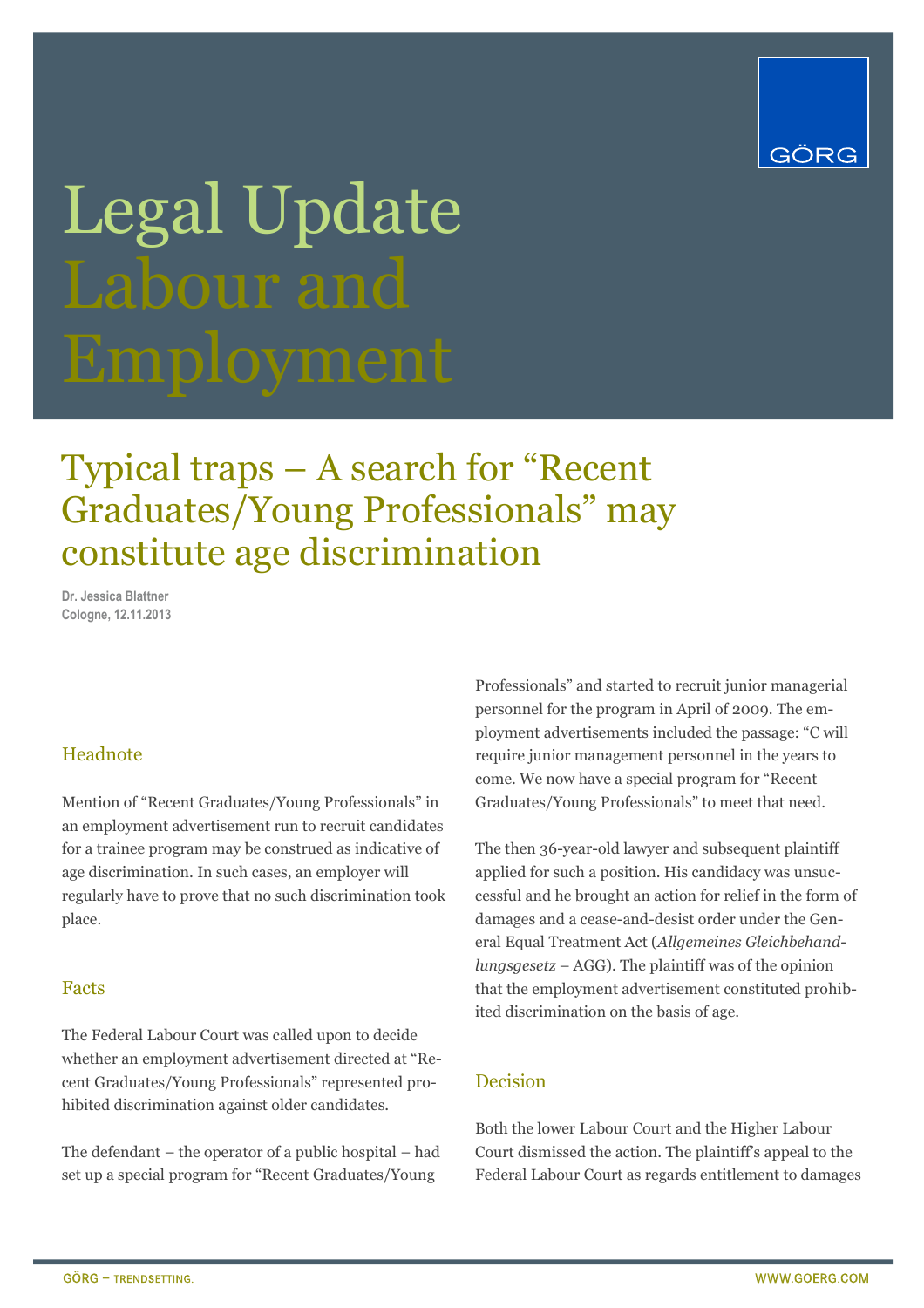# Legal Update Labour and Employment

## Typical traps – A search for "Recent Graduates/Young Professionals" may constitute age discrimination

**Dr. Jessica Blattner**
**Cologne, 12.11.2013**

### Headnote

Mention of "Recent Graduates/Young Professionals" in an employment advertisement run to recruit candidates for a trainee program may be construed as indicative of age discrimination. In such cases, an employer will regularly have to prove that no such discrimination took place.

### Facts

The Federal Labour Court was called upon to decide whether an employment advertisement directed at "Recent Graduates/Young Professionals" represented prohibited discrimination against older candidates.

The defendant – the operator of a public hospital – had set up a special program for "Recent Graduates/Young Professionals" and started to recruit junior managerial personnel for the program in April of 2009. The employment advertisements included the passage: "C will require junior management personnel in the years to come. We now have a special program for "Recent Graduates/Young Professionals" to meet that need.

The then 36-year-old lawyer and subsequent plaintiff applied for such a position. His candidacy was unsuccessful and he brought an action for relief in the form of damages and a cease-and-desist order under the General Equal Treatment Act (*Allgemeines Gleichbehandlungsgesetz* – AGG). The plaintiff was of the opinion that the employment advertisement constituted prohibited discrimination on the basis of age.

### Decision

Both the lower Labour Court and the Higher Labour Court dismissed the action. The plaintiff's appeal to the Federal Labour Court as regards entitlement to damages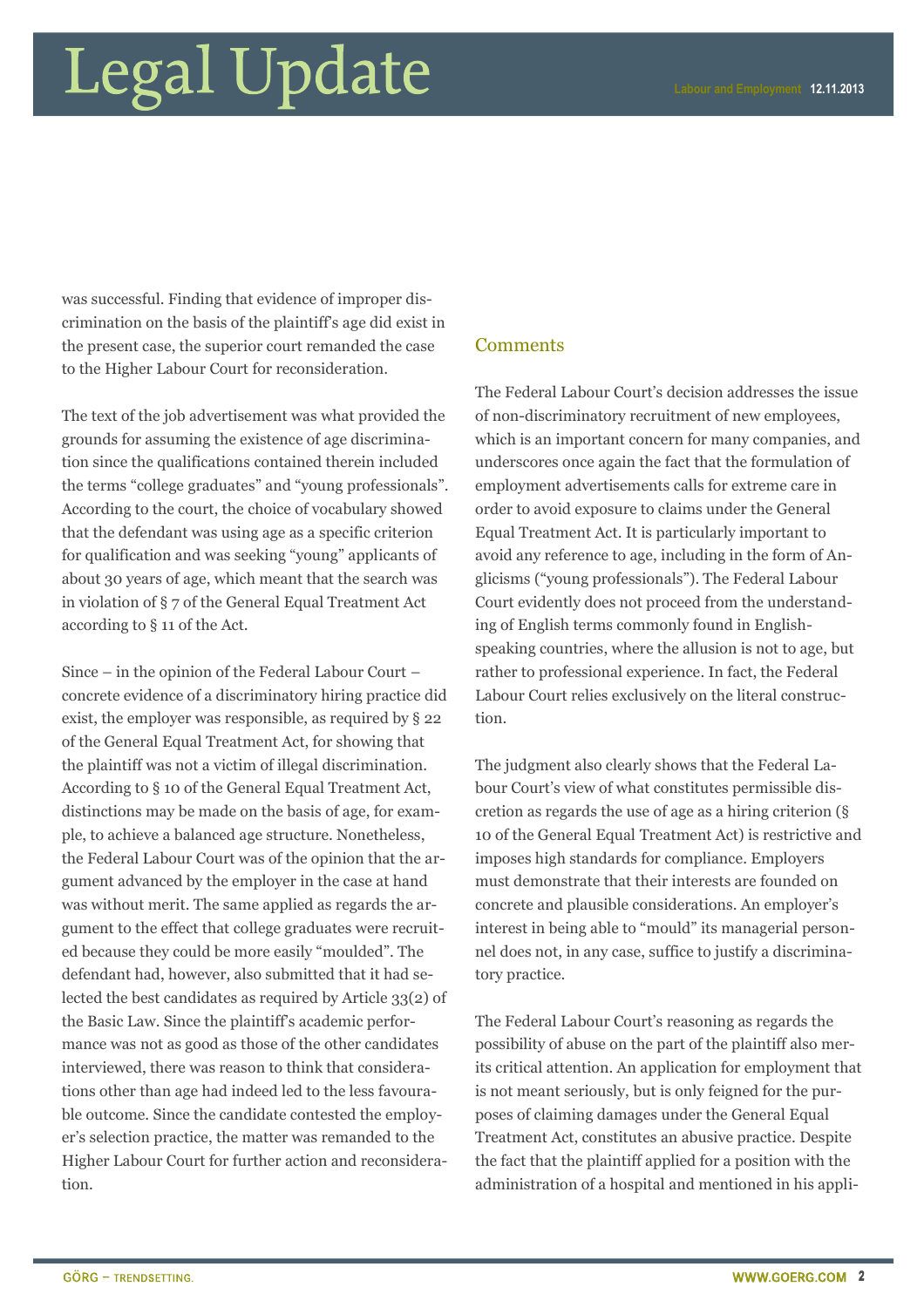was successful. Finding that evidence of improper discrimination on the basis of the plaintiff's age did exist in the present case, the superior court remanded the case to the Higher Labour Court for reconsideration.

The text of the job advertisement was what provided the grounds for assuming the existence of age discrimination since the qualifications contained therein included the terms "college graduates" and "young professionals". According to the court, the choice of vocabulary showed that the defendant was using age as a specific criterion for qualification and was seeking "young" applicants of about 30 years of age, which meant that the search was in violation of § 7 of the General Equal Treatment Act according to § 11 of the Act.

Since – in the opinion of the Federal Labour Court – concrete evidence of a discriminatory hiring practice did exist, the employer was responsible, as required by § 22 of the General Equal Treatment Act, for showing that the plaintiff was not a victim of illegal discrimination. According to § 10 of the General Equal Treatment Act, distinctions may be made on the basis of age, for example, to achieve a balanced age structure. Nonetheless, the Federal Labour Court was of the opinion that the argument advanced by the employer in the case at hand was without merit. The same applied as regards the argument to the effect that college graduates were recruited because they could be more easily "moulded". The defendant had, however, also submitted that it had selected the best candidates as required by Article 33(2) of the Basic Law. Since the plaintiff's academic performance was not as good as those of the other candidates interviewed, there was reason to think that considerations other than age had indeed led to the less favourable outcome. Since the candidate contested the employer's selection practice, the matter was remanded to the Higher Labour Court for further action and reconsideration.

## Comments

The Federal Labour Court's decision addresses the issue of non-discriminatory recruitment of new employees, which is an important concern for many companies, and underscores once again the fact that the formulation of employment advertisements calls for extreme care in order to avoid exposure to claims under the General Equal Treatment Act. It is particularly important to avoid any reference to age, including in the form of Anglicisms ("young professionals"). The Federal Labour Court evidently does not proceed from the understanding of English terms commonly found in English-speaking countries, where the allusion is not to age, but rather to professional experience. In fact, the Federal Labour Court relies exclusively on the literal construction.

The judgment also clearly shows that the Federal Labour Court's view of what constitutes permissible discretion as regards the use of age as a hiring criterion (§ 10 of the General Equal Treatment Act) is restrictive and imposes high standards for compliance. Employers must demonstrate that their interests are founded on concrete and plausible considerations. An employer's interest in being able to "mould" its managerial personnel does not, in any case, suffice to justify a discriminatory practice.

The Federal Labour Court's reasoning as regards the possibility of abuse on the part of the plaintiff also merits critical attention. An application for employment that is not meant seriously, but is only feigned for the purposes of claiming damages under the General Equal Treatment Act, constitutes an abusive practice. Despite the fact that the plaintiff applied for a position with the administration of a hospital and mentioned in his appli-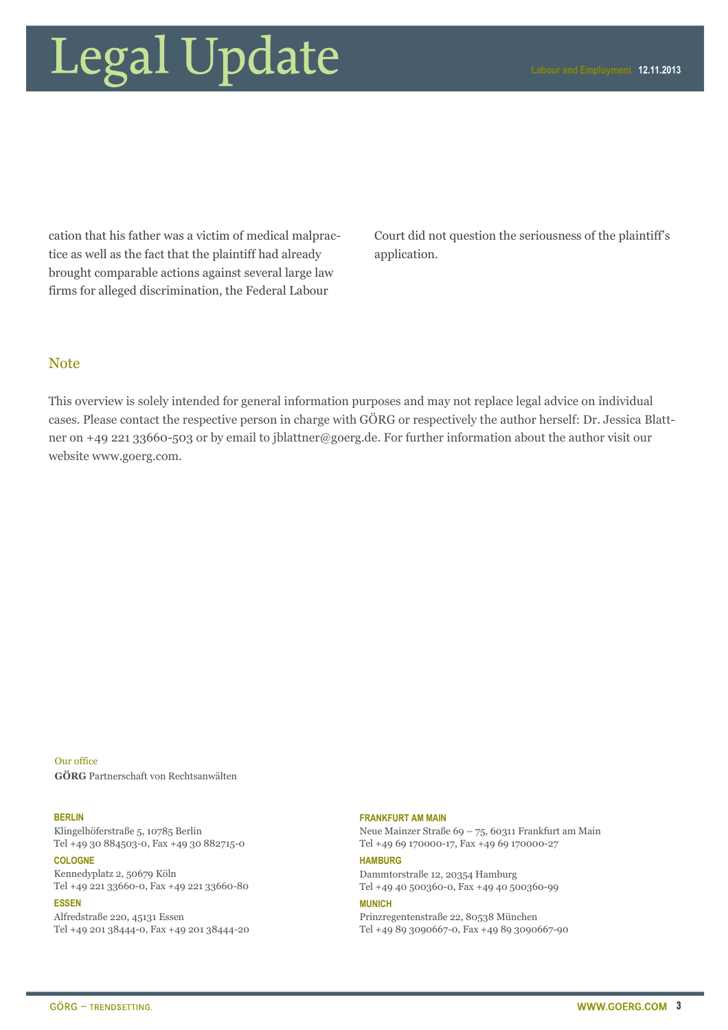cation that his father was a victim of medical malpractice as well as the fact that the plaintiff had already brought comparable actions against several large law firms for alleged discrimination, the Federal Labour Court did not question the seriousness of the plaintiff's application.

## Note

This overview is solely intended for general information purposes and may not replace legal advice on individual cases. Please contact the respective person in charge with GÖRG or respectively the author herself: Dr. Jessica Blattner on +49 221 33660-503 or by email to jblattner@goerg.de. For further information about the author visit our website www.goerg.com.

Our office
**GÖRG** Partnerschaft von Rechtsanwälten

**BERLIN**
Klingelhöferstraße 5, 10785 Berlin
Tel +49 30 884503-0, Fax +49 30 882715-0

**COLOGNE**
Kennedyplatz 2, 50679 Köln
Tel +49 221 33660-0, Fax +49 221 33660-80

**ESSEN**
Alfredstraße 220, 45131 Essen
Tel +49 201 38444-0, Fax +49 201 38444-20

**FRANKFURT AM MAIN**
Neue Mainzer Straße 69 – 75, 60311 Frankfurt am Main
Tel +49 69 170000-17, Fax +49 69 170000-27

**HAMBURG**
Dammtorstraße 12, 20354 Hamburg
Tel +49 40 500360-0, Fax +49 40 500360-99

**MUNICH**
Prinzregentenstraße 22, 80538 München
Tel +49 89 3090667-0, Fax +49 89 3090667-90